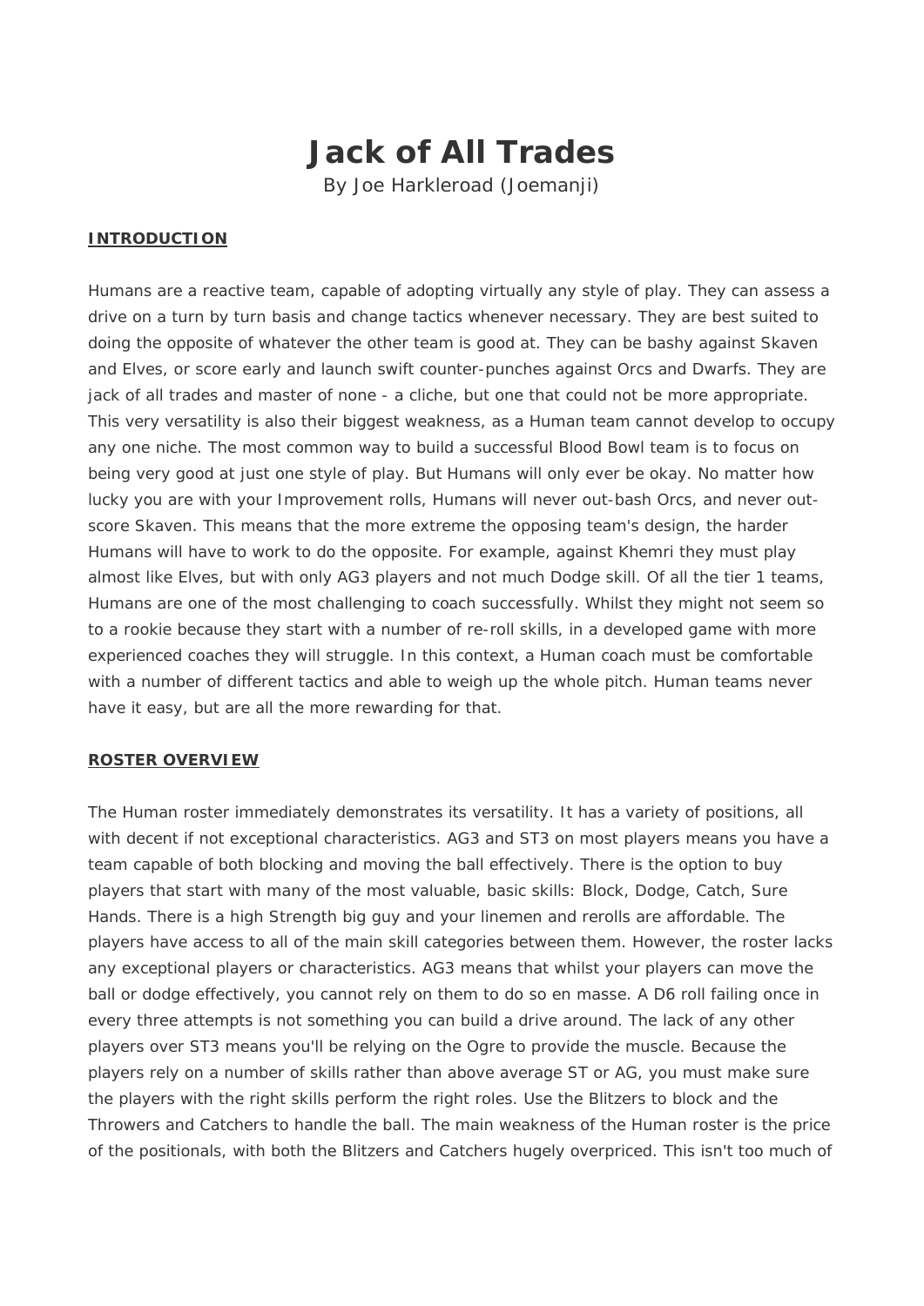# Jack of All Trades

By Joe Harkleroad (Joemanji)

## INTRODUCTION

Humans are a reactive team, capable of adopting virtually any style of play. They can assess a drive on a turn by turn basis and change tactics whenever necessary. They are best suited to doing the opposite of whatever the other team is good at. They can be bashy against Skaven and Elves, or score early and launch swift counter-punches against Orcs and Dwarfs. They are jack of all trades and master of none - a cliche, but one that could not be more appropriate. This very versatility is also their biggest weakness, as a Human team cannot develop to occupy any one niche. The most common way to build a successful Blood Bowl team is to focus on being very good at just one style of play. But Humans will only ever be okay. No matter how lucky you are with your Improvement rolls, Humans will never out-bash Orcs, and never out-score Skaven. This means that the more extreme the opposing team's design, the harder Humans will have to work to do the opposite. For example, against Khemri they must play almost like Elves, but with only AG3 players and not much Dodge skill. Of all the tier 1 teams, Humans are one of the most challenging to coach successfully. Whilst they might not seem so to a rookie because they start with a number of re-roll skills, in a developed game with more experienced coaches they will struggle. In this context, a Human coach must be comfortable with a number of different tactics and able to weigh up the whole pitch. Human teams never have it easy, but are all the more rewarding for that.

## ROSTER OVERVIEW

The Human roster immediately demonstrates its versatility. It has a variety of positions, all with decent if not exceptional characteristics. AG3 and ST3 on most players means you have a team capable of both blocking and moving the ball effectively. There is the option to buy players that start with many of the most valuable, basic skills: Block, Dodge, Catch, Sure Hands. There is a high Strength big guy and your linemen and rerolls are affordable. The players have access to all of the main skill categories between them. However, the roster lacks any exceptional players or characteristics. AG3 means that whilst your players can move the ball or dodge effectively, you cannot rely on them to do so en masse. A D6 roll failing once in every three attempts is not something you can build a drive around. The lack of any other players over ST3 means you'll be relying on the Ogre to provide the muscle. Because the players rely on a number of skills rather than above average ST or AG, you must make sure the players with the right skills perform the right roles. Use the Blitzers to block and the Throwers and Catchers to handle the ball. The main weakness of the Human roster is the price of the positionals, with both the Blitzers and Catchers hugely overpriced. This isn't too much of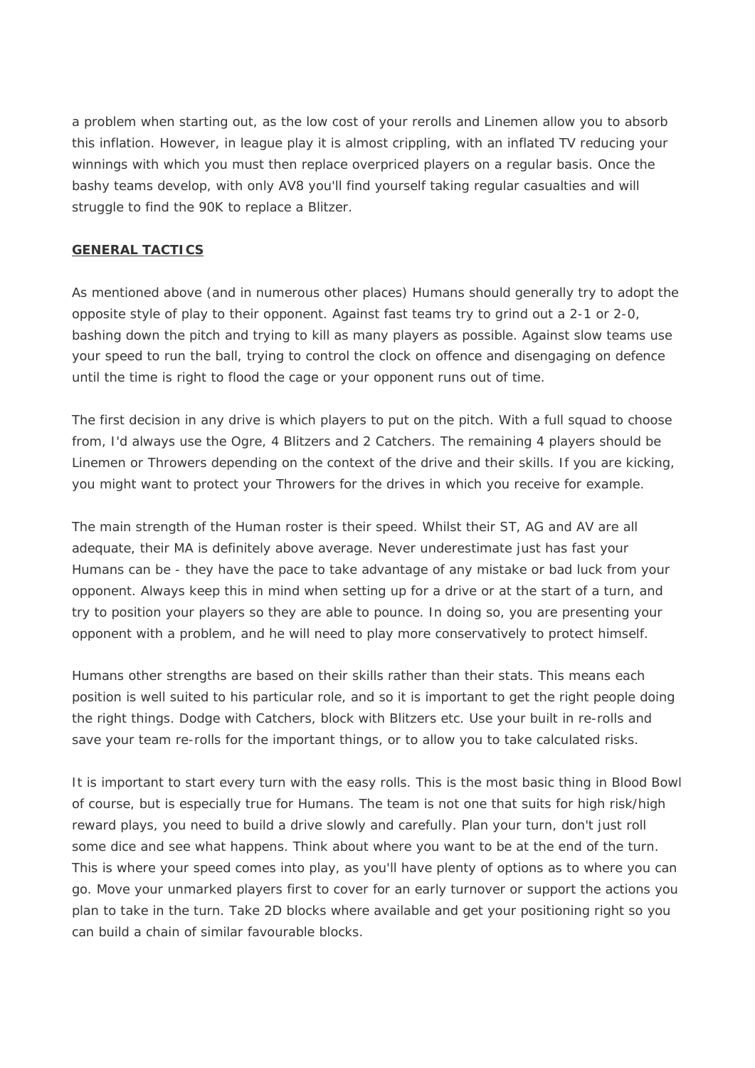a problem when starting out, as the low cost of your rerolls and Linemen allow you to absorb this inflation. However, in league play it is almost crippling, with an inflated TV reducing your winnings with which you must then replace overpriced players on a regular basis. Once the bashy teams develop, with only AV8 you'll find yourself taking regular casualties and will struggle to find the 90K to replace a Blitzer.

## GENERAL TACTICS

As mentioned above (and in numerous other places) Humans should generally try to adopt the opposite style of play to their opponent. Against fast teams try to grind out a 2-1 or 2-0, bashing down the pitch and trying to kill as many players as possible. Against slow teams use your speed to run the ball, trying to control the clock on offence and disengaging on defence until the time is right to flood the cage or your opponent runs out of time.

The first decision in any drive is which players to put on the pitch. With a full squad to choose from, I'd always use the Ogre, 4 Blitzers and 2 Catchers. The remaining 4 players should be Linemen or Throwers depending on the context of the drive and their skills. If you are kicking, you might want to protect your Throwers for the drives in which you receive for example.

The main strength of the Human roster is their speed. Whilst their ST, AG and AV are all adequate, their MA is definitely above average. Never underestimate just has fast your Humans can be - they have the pace to take advantage of any mistake or bad luck from your opponent. Always keep this in mind when setting up for a drive or at the start of a turn, and try to position your players so they are able to pounce. In doing so, you are presenting your opponent with a problem, and he will need to play more conservatively to protect himself.

Humans other strengths are based on their skills rather than their stats. This means each position is well suited to his particular role, and so it is important to get the right people doing the right things. Dodge with Catchers, block with Blitzers etc. Use your built in re-rolls and save your team re-rolls for the important things, or to allow you to take calculated risks.

It is important to start every turn with the easy rolls. This is the most basic thing in Blood Bowl of course, but is especially true for Humans. The team is not one that suits for high risk/high reward plays, you need to build a drive slowly and carefully. Plan your turn, don't just roll some dice and see what happens. Think about where you want to be at the end of the turn. This is where your speed comes into play, as you'll have plenty of options as to where you can go. Move your unmarked players first to cover for an early turnover or support the actions you plan to take in the turn. Take 2D blocks where available and get your positioning right so you can build a chain of similar favourable blocks.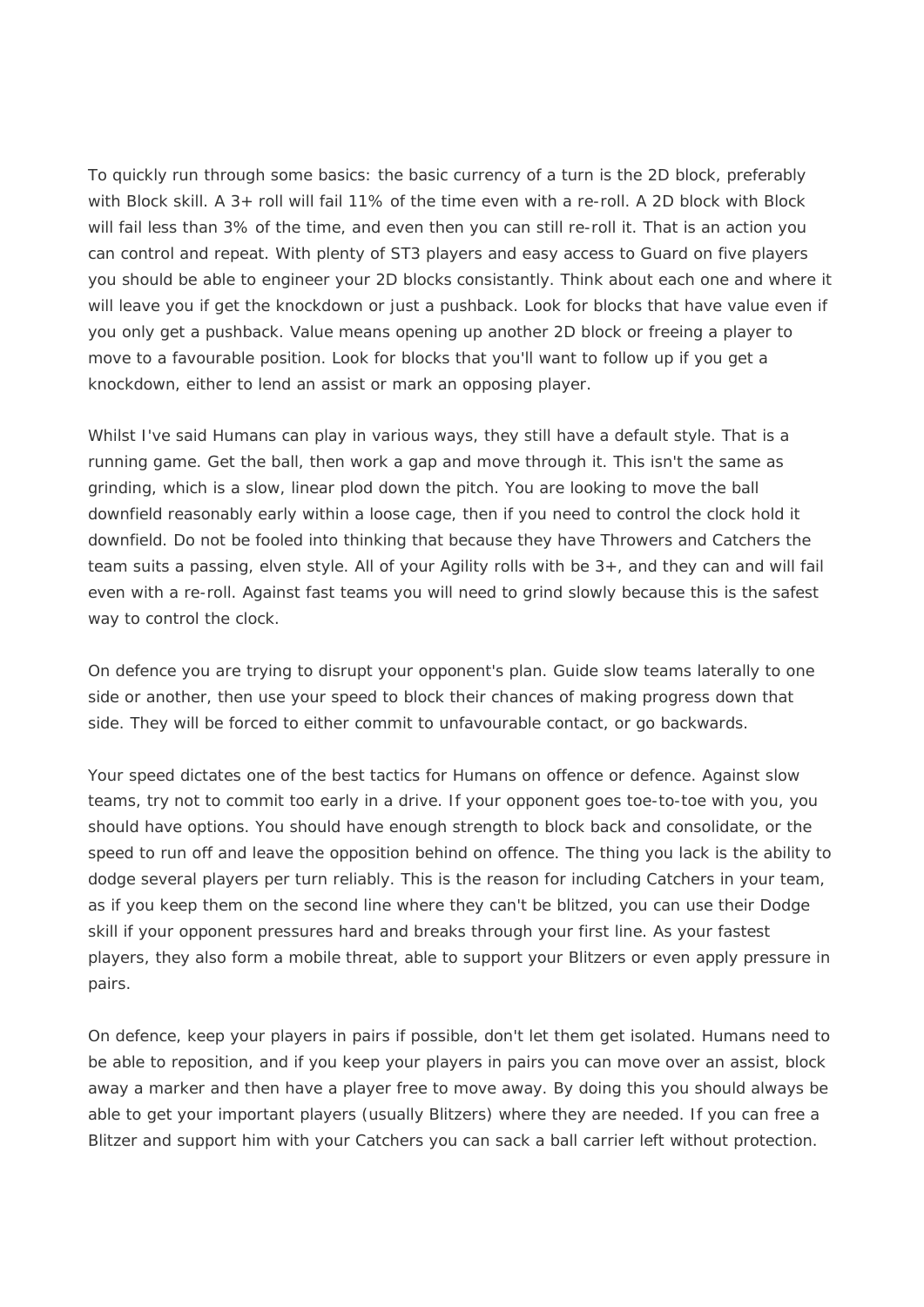To quickly run through some basics: the basic currency of a turn is the 2D block, preferably with Block skill. A 3+ roll will fail 11% of the time even with a re-roll. A 2D block with Block will fail less than 3% of the time, and even then you can still re-roll it. That is an action you can control and repeat. With plenty of ST3 players and easy access to Guard on five players you should be able to engineer your 2D blocks consistantly. Think about each one and where it will leave you if get the knockdown or just a pushback. Look for blocks that have value even if you only get a pushback. Value means opening up another 2D block or freeing a player to move to a favourable position. Look for blocks that you'll want to follow up if you get a knockdown, either to lend an assist or mark an opposing player.

Whilst I've said Humans can play in various ways, they still have a default style. That is a running game. Get the ball, then work a gap and move through it. This isn't the same as grinding, which is a slow, linear plod down the pitch. You are looking to move the ball downfield reasonably early within a loose cage, then if you need to control the clock hold it downfield. Do not be fooled into thinking that because they have Throwers and Catchers the team suits a passing, elven style. All of your Agility rolls with be 3+, and they can and will fail even with a re-roll. Against fast teams you will need to grind slowly because this is the safest way to control the clock.

On defence you are trying to disrupt your opponent's plan. Guide slow teams laterally to one side or another, then use your speed to block their chances of making progress down that side. They will be forced to either commit to unfavourable contact, or go backwards.

Your speed dictates one of the best tactics for Humans on offence or defence. Against slow teams, try not to commit too early in a drive. If your opponent goes toe-to-toe with you, you should have options. You should have enough strength to block back and consolidate, or the speed to run off and leave the opposition behind on offence. The thing you lack is the ability to dodge several players per turn reliably. This is the reason for including Catchers in your team, as if you keep them on the second line where they can't be blitzed, you can use their Dodge skill if your opponent pressures hard and breaks through your first line. As your fastest players, they also form a mobile threat, able to support your Blitzers or even apply pressure in pairs.

On defence, keep your players in pairs if possible, don't let them get isolated. Humans need to be able to reposition, and if you keep your players in pairs you can move over an assist, block away a marker and then have a player free to move away. By doing this you should always be able to get your important players (usually Blitzers) where they are needed. If you can free a Blitzer and support him with your Catchers you can sack a ball carrier left without protection.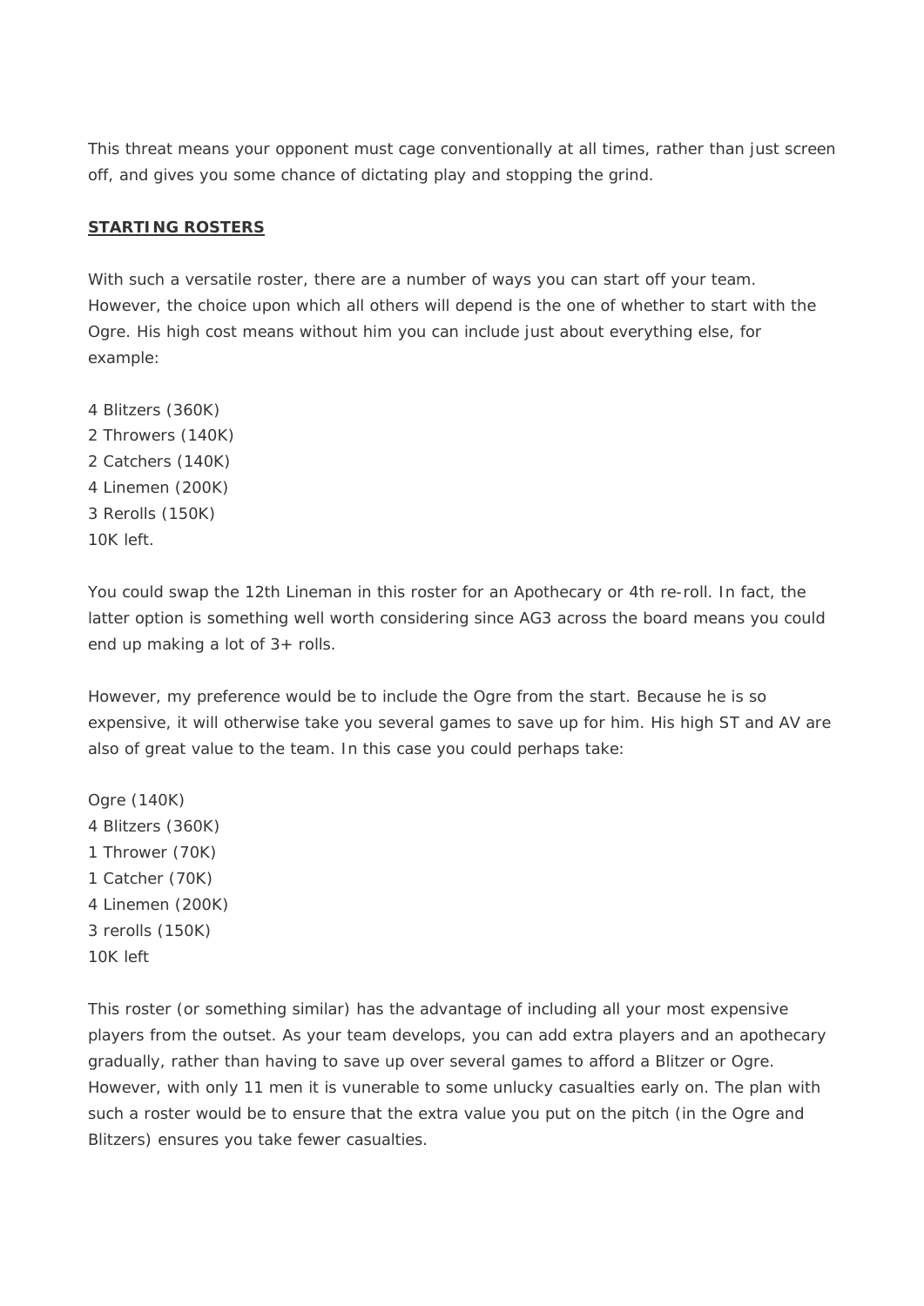This threat means your opponent must cage conventionally at all times, rather than just screen off, and gives you some chance of dictating play and stopping the grind.

## STARTING ROSTERS

With such a versatile roster, there are a number of ways you can start off your team. However, the choice upon which all others will depend is the one of whether to start with the Ogre. His high cost means without him you can include just about everything else, for example:

4 Blitzers (360K)
2 Throwers (140K)
2 Catchers (140K)
4 Linemen (200K)
3 Rerolls (150K)
10K left.

You could swap the 12th Lineman in this roster for an Apothecary or 4th re-roll. In fact, the latter option is something well worth considering since AG3 across the board means you could end up making a lot of 3+ rolls.

However, my preference would be to include the Ogre from the start. Because he is so expensive, it will otherwise take you several games to save up for him. His high ST and AV are also of great value to the team. In this case you could perhaps take:

Ogre (140K)
4 Blitzers (360K)
1 Thrower (70K)
1 Catcher (70K)
4 Linemen (200K)
3 rerolls (150K)
10K left

This roster (or something similar) has the advantage of including all your most expensive players from the outset. As your team develops, you can add extra players and an apothecary gradually, rather than having to save up over several games to afford a Blitzer or Ogre. However, with only 11 men it is vunerable to some unlucky casualties early on. The plan with such a roster would be to ensure that the extra value you put on the pitch (in the Ogre and Blitzers) ensures you take fewer casualties.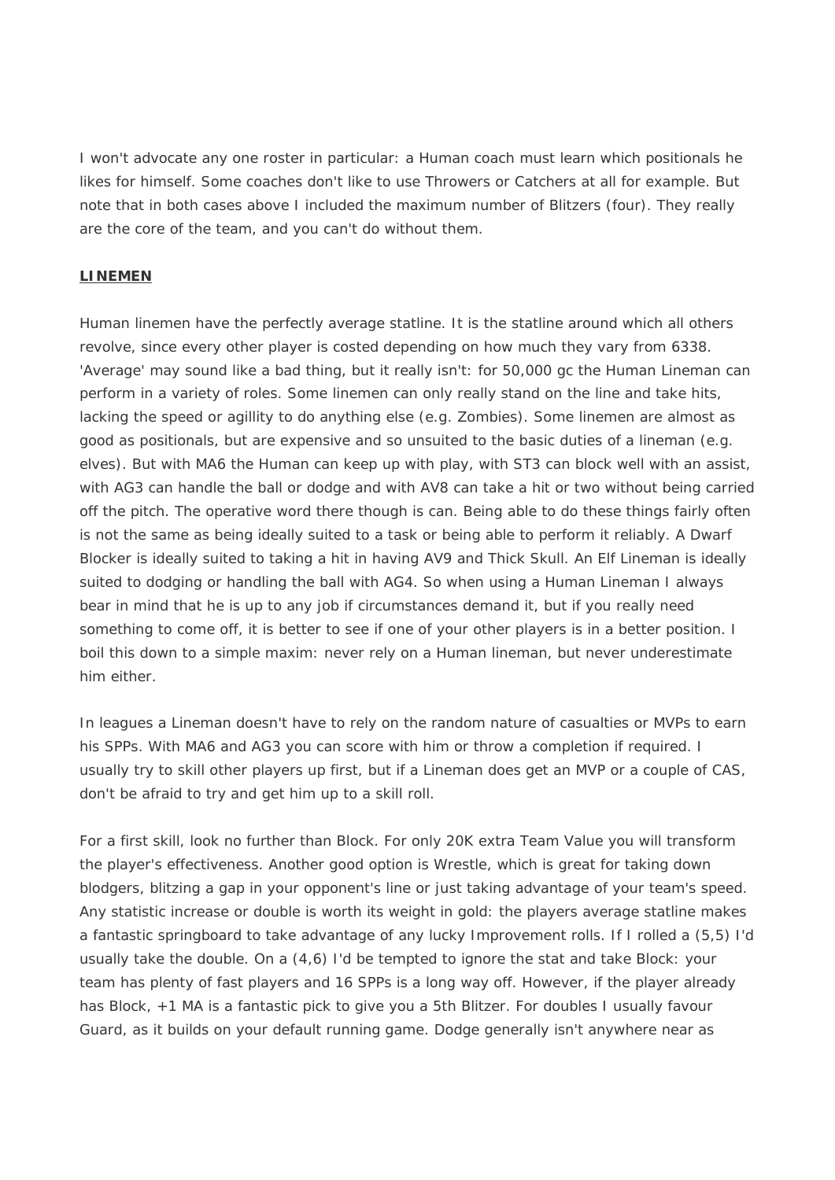I won't advocate any one roster in particular: a Human coach must learn which positionals he likes for himself. Some coaches don't like to use Throwers or Catchers at all for example. But note that in both cases above I included the maximum number of Blitzers (four). They really are the core of the team, and you can't do without them.

**LINEMEN**

Human linemen have the perfectly average statline. It is the statline around which all others revolve, since every other player is costed depending on how much they vary from 6338. 'Average' may sound like a bad thing, but it really isn't: for 50,000 gc the Human Lineman can perform in a variety of roles. Some linemen can only really stand on the line and take hits, lacking the speed or agillity to do anything else (e.g. Zombies). Some linemen are almost as good as positionals, but are expensive and so unsuited to the basic duties of a lineman (e.g. elves). But with MA6 the Human can keep up with play, with ST3 can block well with an assist, with AG3 can handle the ball or dodge and with AV8 can take a hit or two without being carried off the pitch. The operative word there though is can. Being able to do these things fairly often is not the same as being ideally suited to a task or being able to perform it reliably. A Dwarf Blocker is ideally suited to taking a hit in having AV9 and Thick Skull. An Elf Lineman is ideally suited to dodging or handling the ball with AG4. So when using a Human Lineman I always bear in mind that he is up to any job if circumstances demand it, but if you really need something to come off, it is better to see if one of your other players is in a better position. I boil this down to a simple maxim: never rely on a Human lineman, but never underestimate him either.

In leagues a Lineman doesn't have to rely on the random nature of casualties or MVPs to earn his SPPs. With MA6 and AG3 you can score with him or throw a completion if required. I usually try to skill other players up first, but if a Lineman does get an MVP or a couple of CAS, don't be afraid to try and get him up to a skill roll.

For a first skill, look no further than Block. For only 20K extra Team Value you will transform the player's effectiveness. Another good option is Wrestle, which is great for taking down blodgers, blitzing a gap in your opponent's line or just taking advantage of your team's speed. Any statistic increase or double is worth its weight in gold: the players average statline makes a fantastic springboard to take advantage of any lucky Improvement rolls. If I rolled a (5,5) I'd usually take the double. On a (4,6) I'd be tempted to ignore the stat and take Block: your team has plenty of fast players and 16 SPPs is a long way off. However, if the player already has Block, +1 MA is a fantastic pick to give you a 5th Blitzer. For doubles I usually favour Guard, as it builds on your default running game. Dodge generally isn't anywhere near as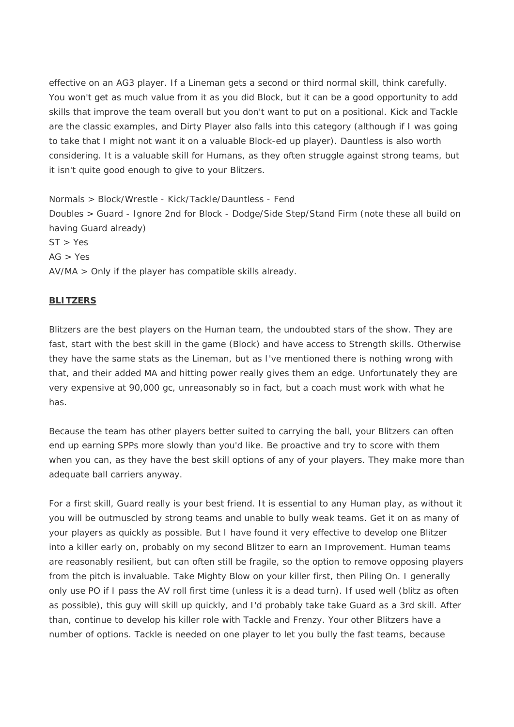effective on an AG3 player. If a Lineman gets a second or third normal skill, think carefully. You won't get as much value from it as you did Block, but it can be a good opportunity to add skills that improve the team overall but you don't want to put on a positional. Kick and Tackle are the classic examples, and Dirty Player also falls into this category (although if I was going to take that I might not want it on a valuable Block-ed up player). Dauntless is also worth considering. It is a valuable skill for Humans, as they often struggle against strong teams, but it isn't quite good enough to give to your Blitzers.

Normals > Block/Wrestle - Kick/Tackle/Dauntless - Fend
Doubles > Guard - Ignore 2nd for Block - Dodge/Side Step/Stand Firm (note these all build on having Guard already)
ST > Yes
AG > Yes
AV/MA > Only if the player has compatible skills already.

**BLITZERS**

Blitzers are the best players on the Human team, the undoubted stars of the show. They are fast, start with the best skill in the game (Block) and have access to Strength skills. Otherwise they have the same stats as the Lineman, but as I've mentioned there is nothing wrong with that, and their added MA and hitting power really gives them an edge. Unfortunately they are very expensive at 90,000 gc, unreasonably so in fact, but a coach must work with what he has.

Because the team has other players better suited to carrying the ball, your Blitzers can often end up earning SPPs more slowly than you'd like. Be proactive and try to score with them when you can, as they have the best skill options of any of your players. They make more than adequate ball carriers anyway.

For a first skill, Guard really is your best friend. It is essential to any Human play, as without it you will be outmuscled by strong teams and unable to bully weak teams. Get it on as many of your players as quickly as possible. But I have found it very effective to develop one Blitzer into a killer early on, probably on my second Blitzer to earn an Improvement. Human teams are reasonably resilient, but can often still be fragile, so the option to remove opposing players from the pitch is invaluable. Take Mighty Blow on your killer first, then Piling On. I generally only use PO if I pass the AV roll first time (unless it is a dead turn). If used well (blitz as often as possible), this guy will skill up quickly, and I'd probably take take Guard as a 3rd skill. After than, continue to develop his killer role with Tackle and Frenzy. Your other Blitzers have a number of options. Tackle is needed on one player to let you bully the fast teams, because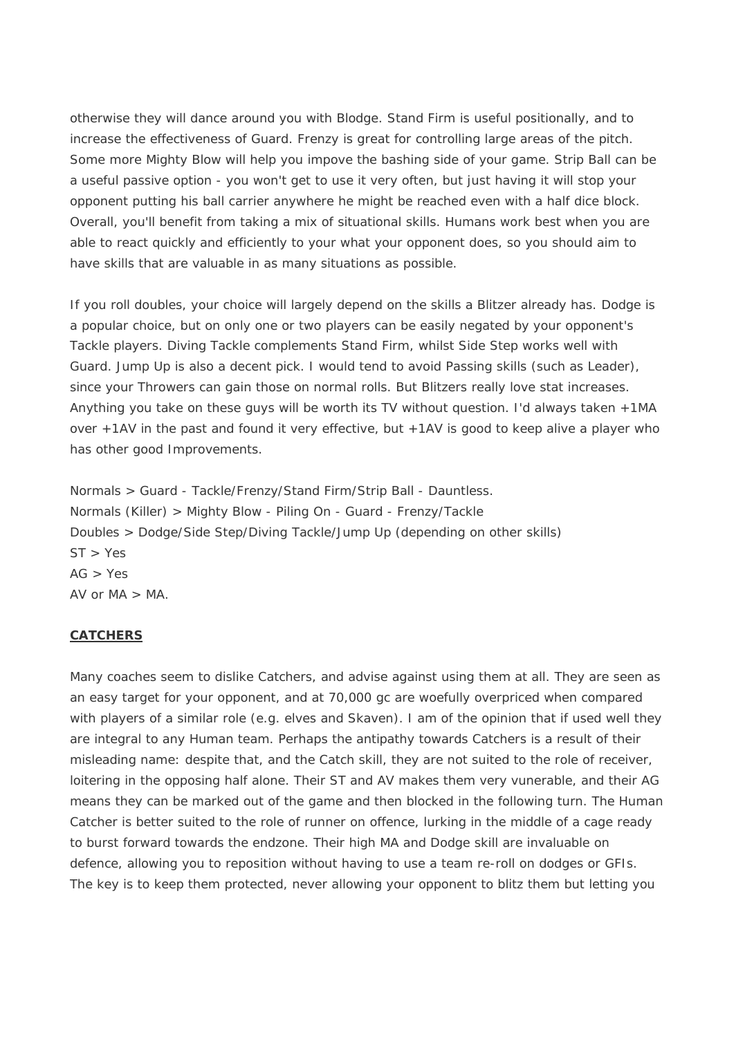otherwise they will dance around you with Blodge. Stand Firm is useful positionally, and to increase the effectiveness of Guard. Frenzy is great for controlling large areas of the pitch. Some more Mighty Blow will help you impove the bashing side of your game. Strip Ball can be a useful passive option - you won't get to use it very often, but just having it will stop your opponent putting his ball carrier anywhere he might be reached even with a half dice block. Overall, you'll benefit from taking a mix of situational skills. Humans work best when you are able to react quickly and efficiently to your what your opponent does, so you should aim to have skills that are valuable in as many situations as possible.

If you roll doubles, your choice will largely depend on the skills a Blitzer already has. Dodge is a popular choice, but on only one or two players can be easily negated by your opponent's Tackle players. Diving Tackle complements Stand Firm, whilst Side Step works well with Guard. Jump Up is also a decent pick. I would tend to avoid Passing skills (such as Leader), since your Throwers can gain those on normal rolls. But Blitzers really love stat increases. Anything you take on these guys will be worth its TV without question. I'd always taken +1MA over +1AV in the past and found it very effective, but +1AV is good to keep alive a player who has other good Improvements.

Normals > Guard - Tackle/Frenzy/Stand Firm/Strip Ball - Dauntless.
Normals (Killer) > Mighty Blow - Piling On - Guard - Frenzy/Tackle
Doubles > Dodge/Side Step/Diving Tackle/Jump Up (depending on other skills)
ST > Yes
AG > Yes
AV or MA > MA.

**CATCHERS**

Many coaches seem to dislike Catchers, and advise against using them at all. They are seen as an easy target for your opponent, and at 70,000 gc are woefully overpriced when compared with players of a similar role (e.g. elves and Skaven). I am of the opinion that if used well they are integral to any Human team. Perhaps the antipathy towards Catchers is a result of their misleading name: despite that, and the Catch skill, they are not suited to the role of receiver, loitering in the opposing half alone. Their ST and AV makes them very vunerable, and their AG means they can be marked out of the game and then blocked in the following turn. The Human Catcher is better suited to the role of runner on offence, lurking in the middle of a cage ready to burst forward towards the endzone. Their high MA and Dodge skill are invaluable on defence, allowing you to reposition without having to use a team re-roll on dodges or GFIs. The key is to keep them protected, never allowing your opponent to blitz them but letting you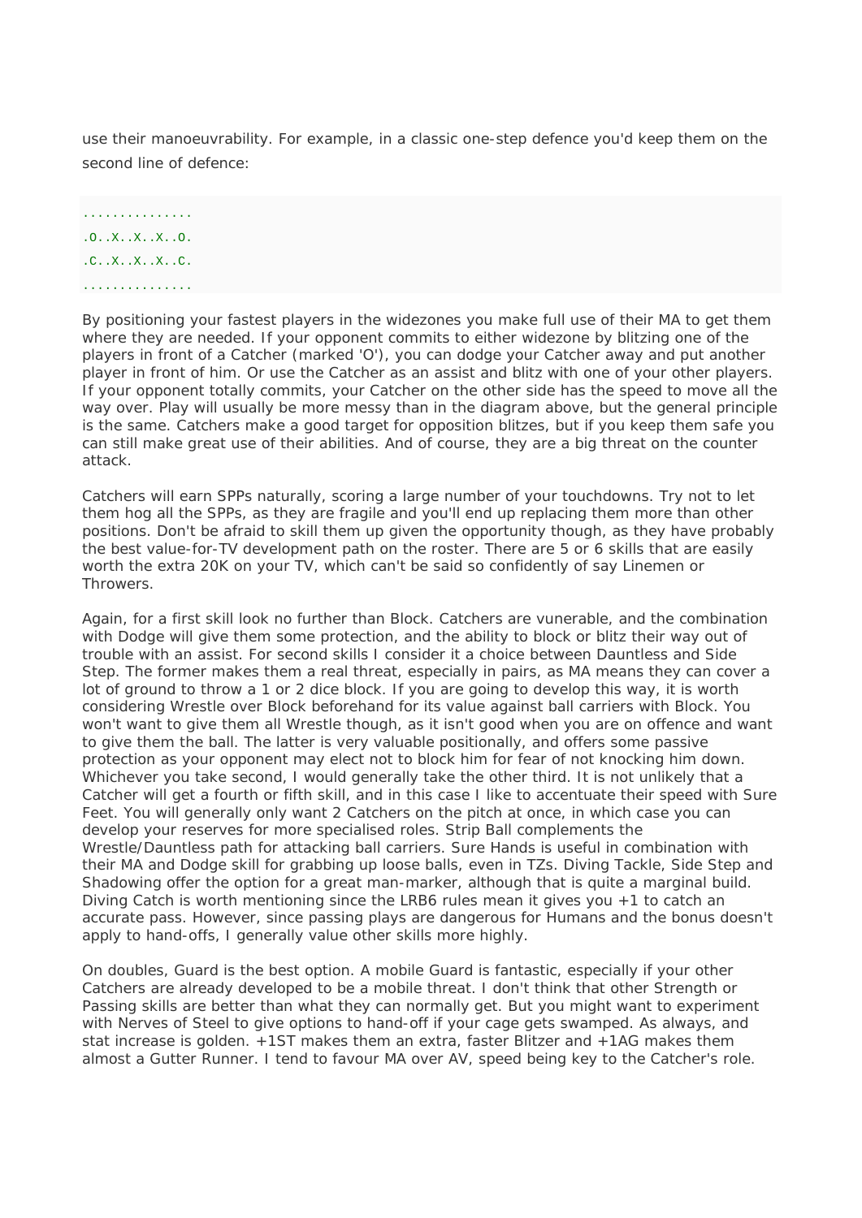use their manoeuvrability. For example, in a classic one-step defence you'd keep them on the second line of defence:

```
...............
.O..X..X..X..O.
.C..X..X..X..C.
...............
```

By positioning your fastest players in the widezones you make full use of their MA to get them where they are needed. If your opponent commits to either widezone by blitzing one of the players in front of a Catcher (marked 'O'), you can dodge your Catcher away and put another player in front of him. Or use the Catcher as an assist and blitz with one of your other players. If your opponent totally commits, your Catcher on the other side has the speed to move all the way over. Play will usually be more messy than in the diagram above, but the general principle is the same. Catchers make a good target for opposition blitzes, but if you keep them safe you can still make great use of their abilities. And of course, they are a big threat on the counter attack.

Catchers will earn SPPs naturally, scoring a large number of your touchdowns. Try not to let them hog all the SPPs, as they are fragile and you'll end up replacing them more than other positions. Don't be afraid to skill them up given the opportunity though, as they have probably the best value-for-TV development path on the roster. There are 5 or 6 skills that are easily worth the extra 20K on your TV, which can't be said so confidently of say Linemen or Throwers.

Again, for a first skill look no further than Block. Catchers are vunerable, and the combination with Dodge will give them some protection, and the ability to block or blitz their way out of trouble with an assist. For second skills I consider it a choice between Dauntless and Side Step. The former makes them a real threat, especially in pairs, as MA means they can cover a lot of ground to throw a 1 or 2 dice block. If you are going to develop this way, it is worth considering Wrestle over Block beforehand for its value against ball carriers with Block. You won't want to give them all Wrestle though, as it isn't good when you are on offence and want to give them the ball. The latter is very valuable positionally, and offers some passive protection as your opponent may elect not to block him for fear of not knocking him down. Whichever you take second, I would generally take the other third. It is not unlikely that a Catcher will get a fourth or fifth skill, and in this case I like to accentuate their speed with Sure Feet. You will generally only want 2 Catchers on the pitch at once, in which case you can develop your reserves for more specialised roles. Strip Ball complements the Wrestle/Dauntless path for attacking ball carriers. Sure Hands is useful in combination with their MA and Dodge skill for grabbing up loose balls, even in TZs. Diving Tackle, Side Step and Shadowing offer the option for a great man-marker, although that is quite a marginal build. Diving Catch is worth mentioning since the LRB6 rules mean it gives you +1 to catch an accurate pass. However, since passing plays are dangerous for Humans and the bonus doesn't apply to hand-offs, I generally value other skills more highly.

On doubles, Guard is the best option. A mobile Guard is fantastic, especially if your other Catchers are already developed to be a mobile threat. I don't think that other Strength or Passing skills are better than what they can normally get. But you might want to experiment with Nerves of Steel to give options to hand-off if your cage gets swamped. As always, and stat increase is golden. +1ST makes them an extra, faster Blitzer and +1AG makes them almost a Gutter Runner. I tend to favour MA over AV, speed being key to the Catcher's role.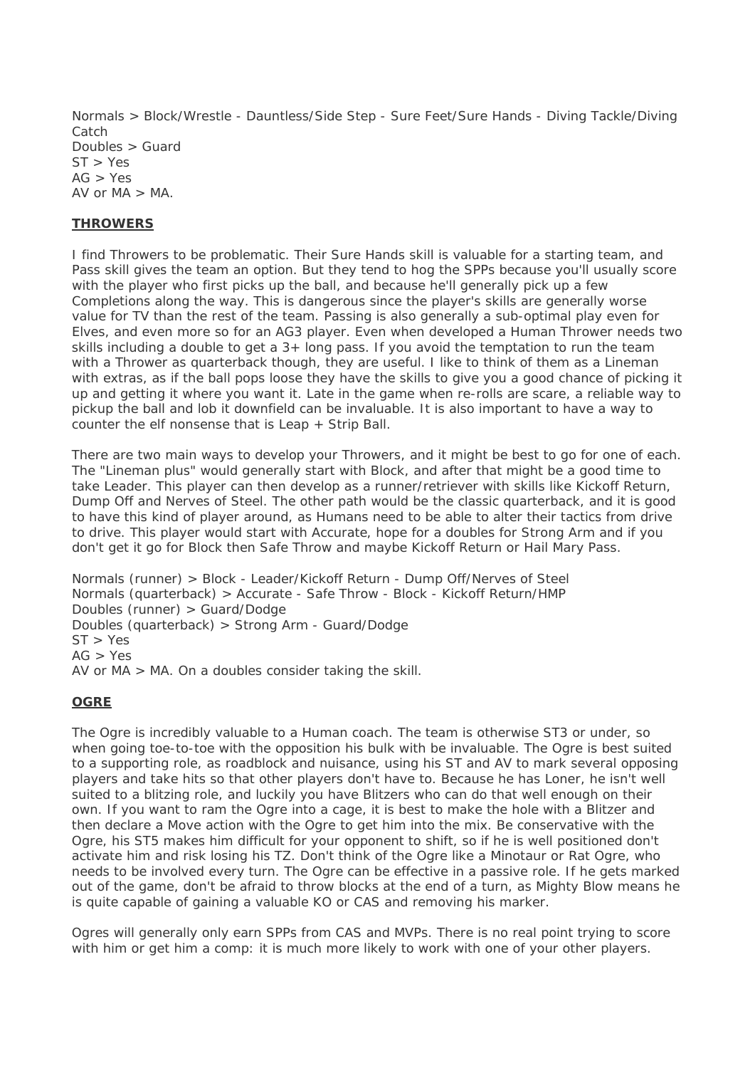Normals > Block/Wrestle - Dauntless/Side Step - Sure Feet/Sure Hands - Diving Tackle/Diving Catch
Doubles > Guard
ST > Yes
AG > Yes
AV or MA > MA.

## THROWERS

I find Throwers to be problematic. Their Sure Hands skill is valuable for a starting team, and Pass skill gives the team an option. But they tend to hog the SPPs because you'll usually score with the player who first picks up the ball, and because he'll generally pick up a few Completions along the way. This is dangerous since the player's skills are generally worse value for TV than the rest of the team. Passing is also generally a sub-optimal play even for Elves, and even more so for an AG3 player. Even when developed a Human Thrower needs two skills including a double to get a 3+ long pass. If you avoid the temptation to run the team with a Thrower as quarterback though, they are useful. I like to think of them as a Lineman with extras, as if the ball pops loose they have the skills to give you a good chance of picking it up and getting it where you want it. Late in the game when re-rolls are scare, a reliable way to pickup the ball and lob it downfield can be invaluable. It is also important to have a way to counter the elf nonsense that is Leap + Strip Ball.

There are two main ways to develop your Throwers, and it might be best to go for one of each. The "Lineman plus" would generally start with Block, and after that might be a good time to take Leader. This player can then develop as a runner/retriever with skills like Kickoff Return, Dump Off and Nerves of Steel. The other path would be the classic quarterback, and it is good to have this kind of player around, as Humans need to be able to alter their tactics from drive to drive. This player would start with Accurate, hope for a doubles for Strong Arm and if you don't get it go for Block then Safe Throw and maybe Kickoff Return or Hail Mary Pass.

Normals (runner) > Block - Leader/Kickoff Return - Dump Off/Nerves of Steel
Normals (quarterback) > Accurate - Safe Throw - Block - Kickoff Return/HMP
Doubles (runner) > Guard/Dodge
Doubles (quarterback) > Strong Arm - Guard/Dodge
ST > Yes
AG > Yes
AV or MA > MA. On a doubles consider taking the skill.

## OGRE

The Ogre is incredibly valuable to a Human coach. The team is otherwise ST3 or under, so when going toe-to-toe with the opposition his bulk with be invaluable. The Ogre is best suited to a supporting role, as roadblock and nuisance, using his ST and AV to mark several opposing players and take hits so that other players don't have to. Because he has Loner, he isn't well suited to a blitzing role, and luckily you have Blitzers who can do that well enough on their own. If you want to ram the Ogre into a cage, it is best to make the hole with a Blitzer and then declare a Move action with the Ogre to get him into the mix. Be conservative with the Ogre, his ST5 makes him difficult for your opponent to shift, so if he is well positioned don't activate him and risk losing his TZ. Don't think of the Ogre like a Minotaur or Rat Ogre, who needs to be involved every turn. The Ogre can be effective in a passive role. If he gets marked out of the game, don't be afraid to throw blocks at the end of a turn, as Mighty Blow means he is quite capable of gaining a valuable KO or CAS and removing his marker.

Ogres will generally only earn SPPs from CAS and MVPs. There is no real point trying to score with him or get him a comp: it is much more likely to work with one of your other players.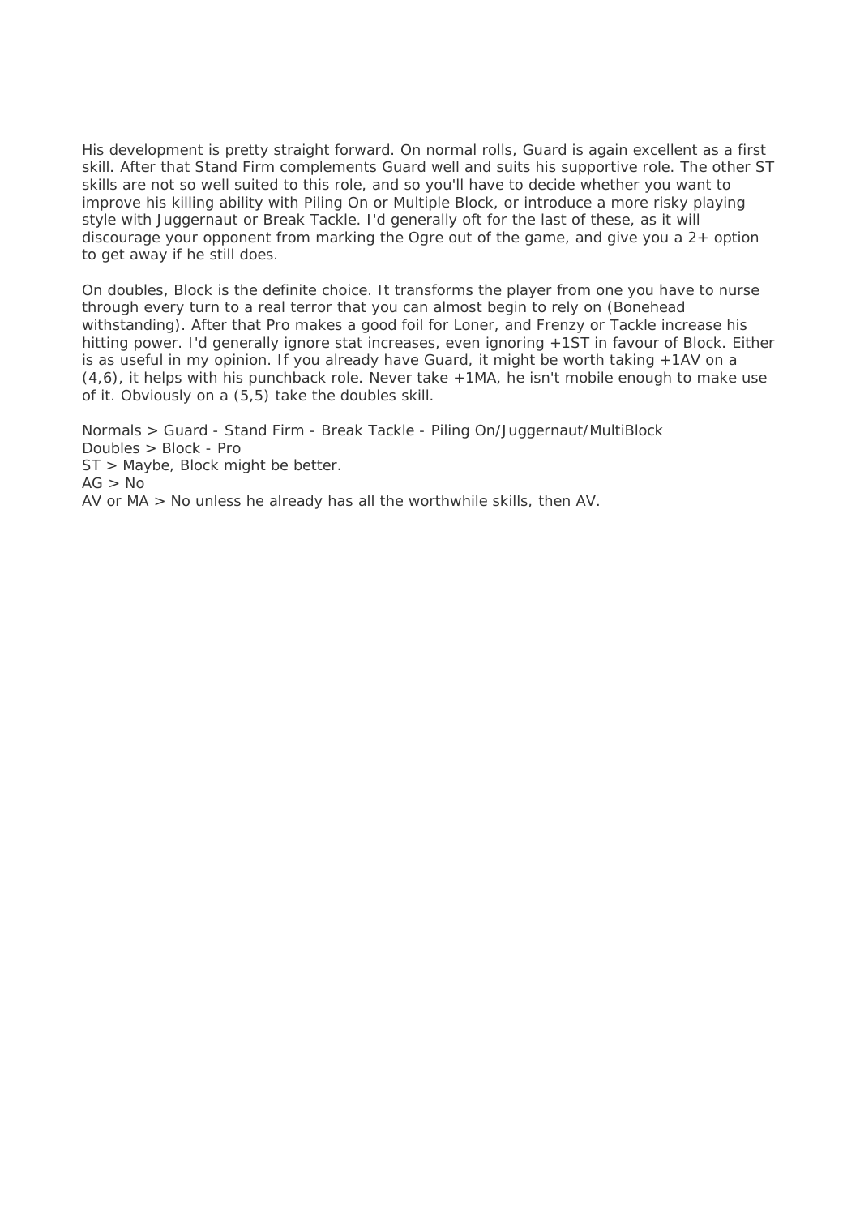His development is pretty straight forward. On normal rolls, Guard is again excellent as a first skill. After that Stand Firm complements Guard well and suits his supportive role. The other ST skills are not so well suited to this role, and so you'll have to decide whether you want to improve his killing ability with Piling On or Multiple Block, or introduce a more risky playing style with Juggernaut or Break Tackle. I'd generally oft for the last of these, as it will discourage your opponent from marking the Ogre out of the game, and give you a 2+ option to get away if he still does.

On doubles, Block is the definite choice. It transforms the player from one you have to nurse through every turn to a real terror that you can almost begin to rely on (Bonehead withstanding). After that Pro makes a good foil for Loner, and Frenzy or Tackle increase his hitting power. I'd generally ignore stat increases, even ignoring +1ST in favour of Block. Either is as useful in my opinion. If you already have Guard, it might be worth taking +1AV on a (4,6), it helps with his punchback role. Never take +1MA, he isn't mobile enough to make use of it. Obviously on a (5,5) take the doubles skill.

Normals > Guard - Stand Firm - Break Tackle - Piling On/Juggernaut/MultiBlock
Doubles > Block - Pro
ST > Maybe, Block might be better.
AG > No
AV or MA > No unless he already has all the worthwhile skills, then AV.